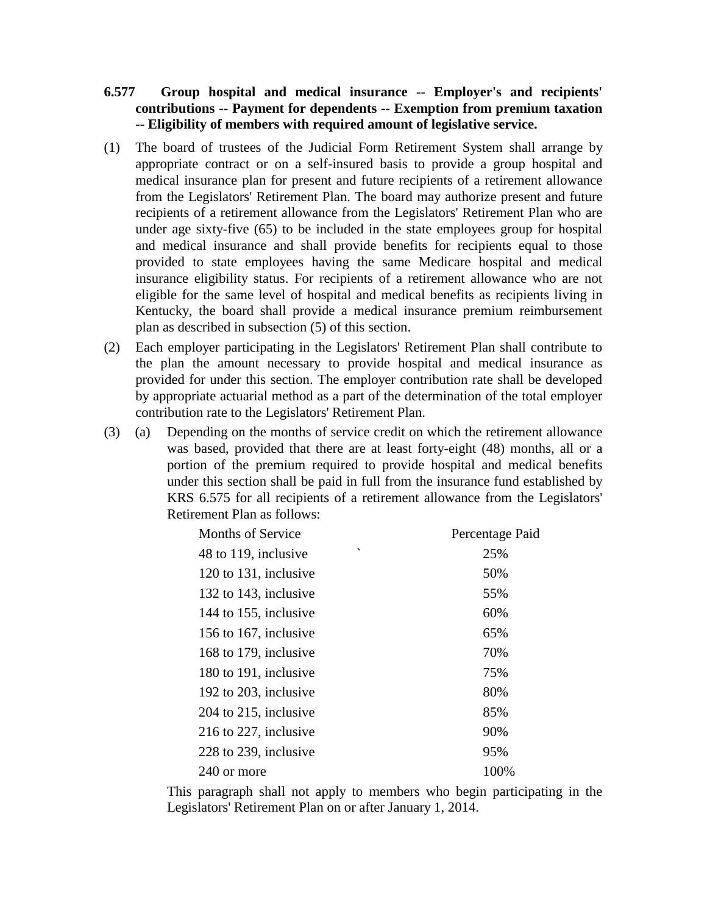**6.577 Group hospital and medical insurance -- Employer's and recipients' contributions -- Payment for dependents -- Exemption from premium taxation -- Eligibility of members with required amount of legislative service.**

(1) The board of trustees of the Judicial Form Retirement System shall arrange by appropriate contract or on a self-insured basis to provide a group hospital and medical insurance plan for present and future recipients of a retirement allowance from the Legislators' Retirement Plan. The board may authorize present and future recipients of a retirement allowance from the Legislators' Retirement Plan who are under age sixty-five (65) to be included in the state employees group for hospital and medical insurance and shall provide benefits for recipients equal to those provided to state employees having the same Medicare hospital and medical insurance eligibility status. For recipients of a retirement allowance who are not eligible for the same level of hospital and medical benefits as recipients living in Kentucky, the board shall provide a medical insurance premium reimbursement plan as described in subsection (5) of this section.

(2) Each employer participating in the Legislators' Retirement Plan shall contribute to the plan the amount necessary to provide hospital and medical insurance as provided for under this section. The employer contribution rate shall be developed by appropriate actuarial method as a part of the determination of the total employer contribution rate to the Legislators' Retirement Plan.

(3) (a) Depending on the months of service credit on which the retirement allowance was based, provided that there are at least forty-eight (48) months, all or a portion of the premium required to provide hospital and medical benefits under this section shall be paid in full from the insurance fund established by KRS 6.575 for all recipients of a retirement allowance from the Legislators' Retirement Plan as follows:

| Months of Service | Percentage Paid |
|---|---|
| 48 to 119, inclusive | 25% |
| 120 to 131, inclusive | 50% |
| 132 to 143, inclusive | 55% |
| 144 to 155, inclusive | 60% |
| 156 to 167, inclusive | 65% |
| 168 to 179, inclusive | 70% |
| 180 to 191, inclusive | 75% |
| 192 to 203, inclusive | 80% |
| 204 to 215, inclusive | 85% |
| 216 to 227, inclusive | 90% |
| 228 to 239, inclusive | 95% |
| 240 or more | 100% |

This paragraph shall not apply to members who begin participating in the Legislators' Retirement Plan on or after January 1, 2014.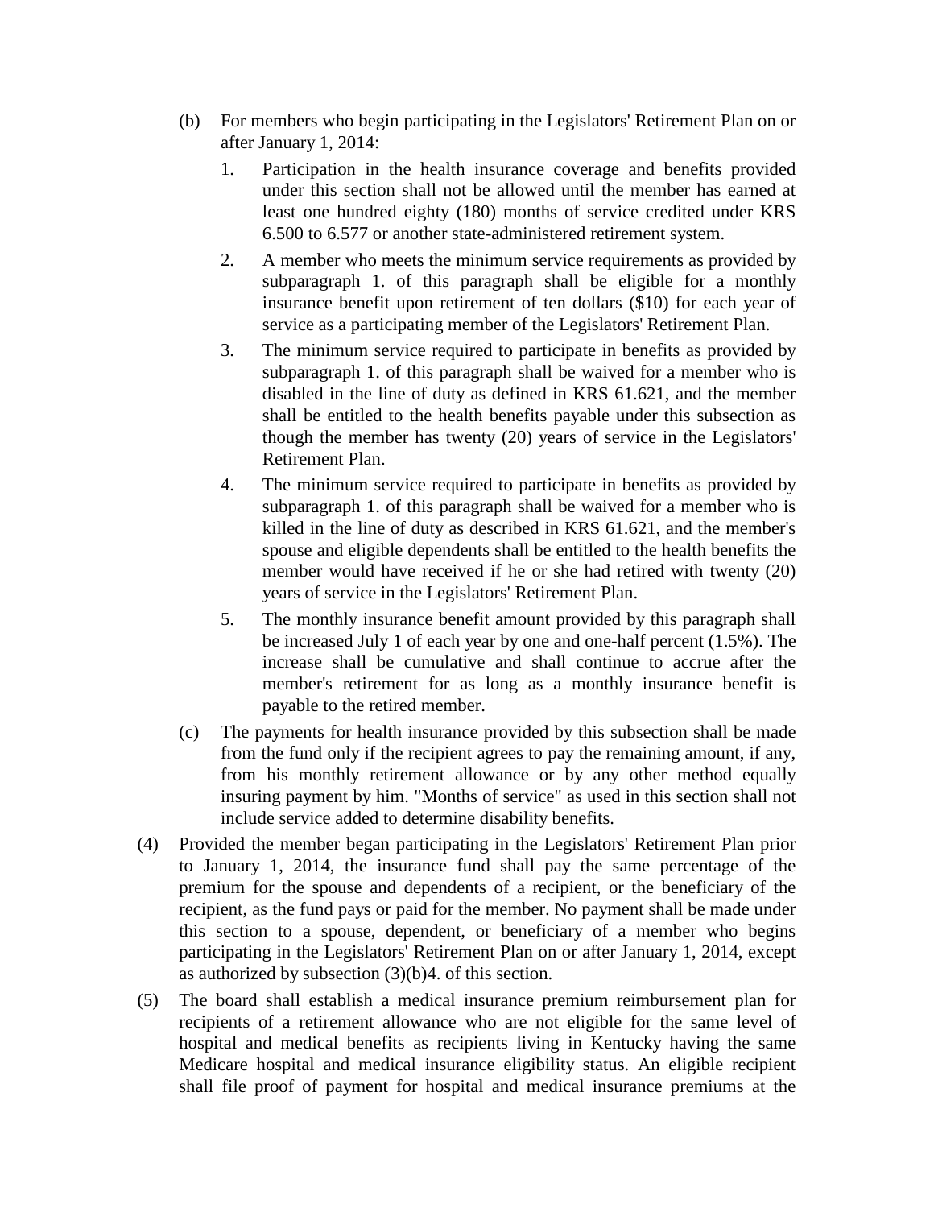(b) For members who begin participating in the Legislators' Retirement Plan on or after January 1, 2014:

1. Participation in the health insurance coverage and benefits provided under this section shall not be allowed until the member has earned at least one hundred eighty (180) months of service credited under KRS 6.500 to 6.577 or another state-administered retirement system.

2. A member who meets the minimum service requirements as provided by subparagraph 1. of this paragraph shall be eligible for a monthly insurance benefit upon retirement of ten dollars ($10) for each year of service as a participating member of the Legislators' Retirement Plan.

3. The minimum service required to participate in benefits as provided by subparagraph 1. of this paragraph shall be waived for a member who is disabled in the line of duty as defined in KRS 61.621, and the member shall be entitled to the health benefits payable under this subsection as though the member has twenty (20) years of service in the Legislators' Retirement Plan.

4. The minimum service required to participate in benefits as provided by subparagraph 1. of this paragraph shall be waived for a member who is killed in the line of duty as described in KRS 61.621, and the member's spouse and eligible dependents shall be entitled to the health benefits the member would have received if he or she had retired with twenty (20) years of service in the Legislators' Retirement Plan.

5. The monthly insurance benefit amount provided by this paragraph shall be increased July 1 of each year by one and one-half percent (1.5%). The increase shall be cumulative and shall continue to accrue after the member's retirement for as long as a monthly insurance benefit is payable to the retired member.

(c) The payments for health insurance provided by this subsection shall be made from the fund only if the recipient agrees to pay the remaining amount, if any, from his monthly retirement allowance or by any other method equally insuring payment by him. "Months of service" as used in this section shall not include service added to determine disability benefits.

(4) Provided the member began participating in the Legislators' Retirement Plan prior to January 1, 2014, the insurance fund shall pay the same percentage of the premium for the spouse and dependents of a recipient, or the beneficiary of the recipient, as the fund pays or paid for the member. No payment shall be made under this section to a spouse, dependent, or beneficiary of a member who begins participating in the Legislators' Retirement Plan on or after January 1, 2014, except as authorized by subsection (3)(b)4. of this section.

(5) The board shall establish a medical insurance premium reimbursement plan for recipients of a retirement allowance who are not eligible for the same level of hospital and medical benefits as recipients living in Kentucky having the same Medicare hospital and medical insurance eligibility status. An eligible recipient shall file proof of payment for hospital and medical insurance premiums at the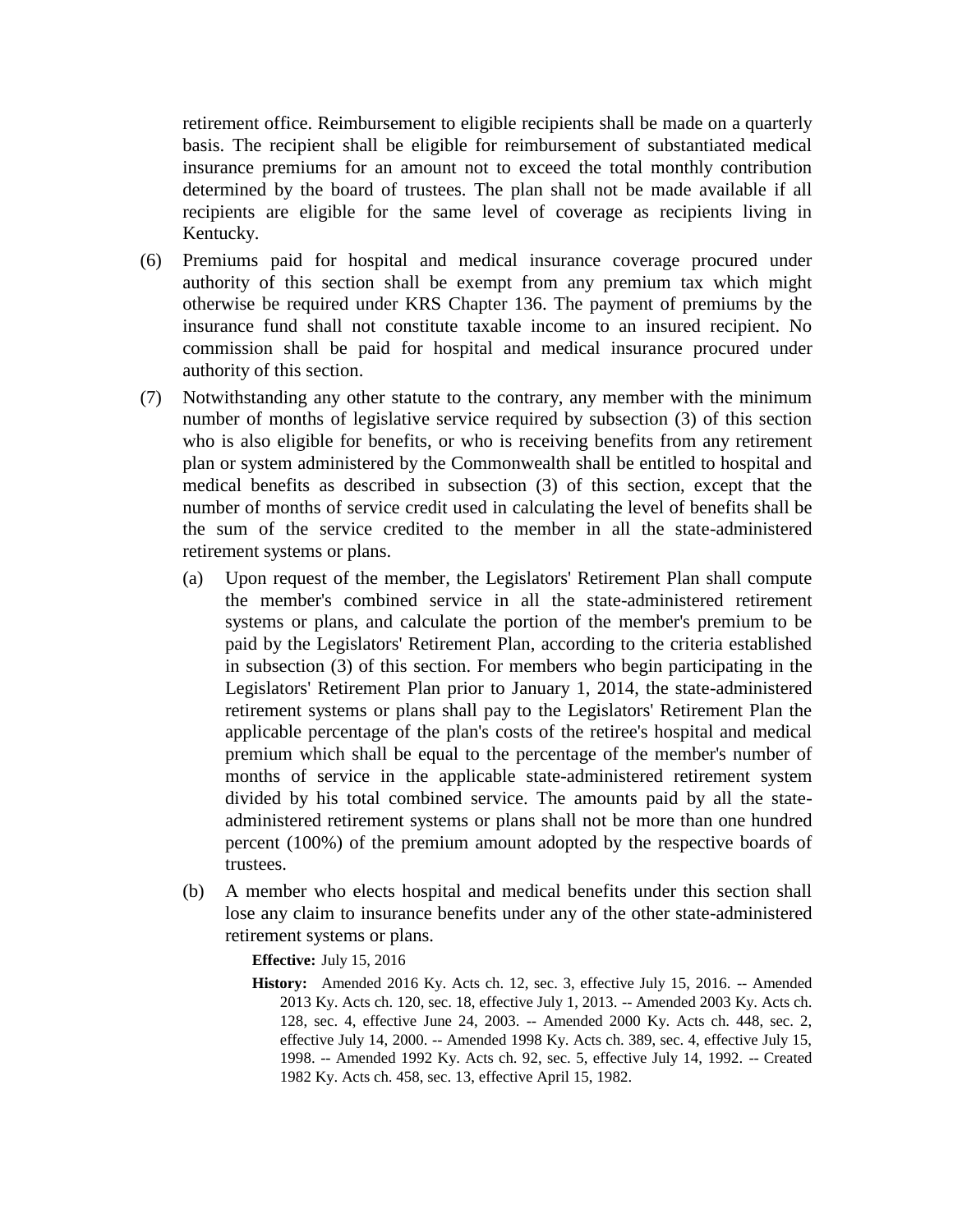retirement office. Reimbursement to eligible recipients shall be made on a quarterly basis. The recipient shall be eligible for reimbursement of substantiated medical insurance premiums for an amount not to exceed the total monthly contribution determined by the board of trustees. The plan shall not be made available if all recipients are eligible for the same level of coverage as recipients living in Kentucky.

(6) Premiums paid for hospital and medical insurance coverage procured under authority of this section shall be exempt from any premium tax which might otherwise be required under KRS Chapter 136. The payment of premiums by the insurance fund shall not constitute taxable income to an insured recipient. No commission shall be paid for hospital and medical insurance procured under authority of this section.

(7) Notwithstanding any other statute to the contrary, any member with the minimum number of months of legislative service required by subsection (3) of this section who is also eligible for benefits, or who is receiving benefits from any retirement plan or system administered by the Commonwealth shall be entitled to hospital and medical benefits as described in subsection (3) of this section, except that the number of months of service credit used in calculating the level of benefits shall be the sum of the service credited to the member in all the state-administered retirement systems or plans.

   (a) Upon request of the member, the Legislators' Retirement Plan shall compute the member's combined service in all the state-administered retirement systems or plans, and calculate the portion of the member's premium to be paid by the Legislators' Retirement Plan, according to the criteria established in subsection (3) of this section. For members who begin participating in the Legislators' Retirement Plan prior to January 1, 2014, the state-administered retirement systems or plans shall pay to the Legislators' Retirement Plan the applicable percentage of the plan's costs of the retiree's hospital and medical premium which shall be equal to the percentage of the member's number of months of service in the applicable state-administered retirement system divided by his total combined service. The amounts paid by all the state-administered retirement systems or plans shall not be more than one hundred percent (100%) of the premium amount adopted by the respective boards of trustees.

   (b) A member who elects hospital and medical benefits under this section shall lose any claim to insurance benefits under any of the other state-administered retirement systems or plans.

**Effective:** July 15, 2016

**History:** Amended 2016 Ky. Acts ch. 12, sec. 3, effective July 15, 2016. -- Amended 2013 Ky. Acts ch. 120, sec. 18, effective July 1, 2013. -- Amended 2003 Ky. Acts ch. 128, sec. 4, effective June 24, 2003. -- Amended 2000 Ky. Acts ch. 448, sec. 2, effective July 14, 2000. -- Amended 1998 Ky. Acts ch. 389, sec. 4, effective July 15, 1998. -- Amended 1992 Ky. Acts ch. 92, sec. 5, effective July 14, 1992. -- Created 1982 Ky. Acts ch. 458, sec. 13, effective April 15, 1982.